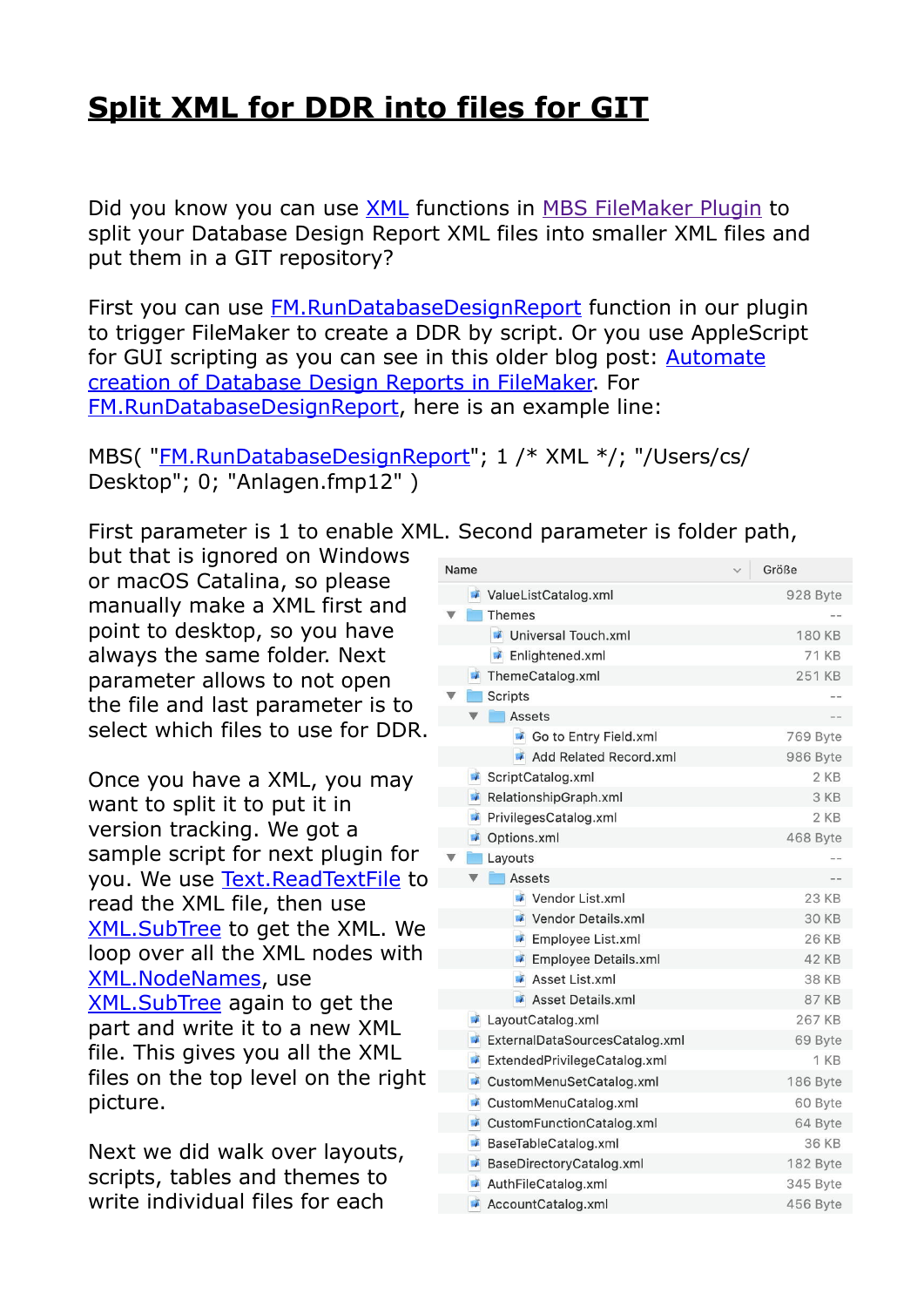# Split XML for DDR into files for GIT

Did you know you can use XML functions in MBS FileMaker Plugin to split your Database Design Report XML files into smaller XML files and put them in a GIT repository?

First you can use FM.RunDatabaseDesignReport function in our plugin to trigger FileMaker to create a DDR by script. Or you use AppleScript for GUI scripting as you can see in this older blog post: Automate creation of Database Design Reports in FileMaker. For FM.RunDatabaseDesignReport, here is an example line:

MBS( "FM.RunDatabaseDesignReport"; 1 /* XML */; "/Users/cs/Desktop"; 0; "Anlagen.fmp12" )

First parameter is 1 to enable XML. Second parameter is folder path, but that is ignored on Windows or macOS Catalina, so please manually make a XML first and point to desktop, so you have always the same folder. Next parameter allows to not open the file and last parameter is to select which files to use for DDR.

Once you have a XML, you may want to split it to put it in version tracking. We got a sample script for next plugin for you. We use Text.ReadTextFile to read the XML file, then use XML.SubTree to get the XML. We loop over all the XML nodes with XML.NodeNames, use XML.SubTree again to get the part and write it to a new XML file. This gives you all the XML files on the top level on the right picture.

Next we did walk over layouts, scripts, tables and themes to write individual files for each

| Name | Größe |
|---|---|
| ValueListCatalog.xml | 928 Byte |
| ▼ Themes | -- |
| Universal Touch.xml | 180 KB |
| Enlightened.xml | 71 KB |
| ThemeCatalog.xml | 251 KB |
| ▼ Scripts | -- |
| ▼ Assets | -- |
| Go to Entry Field.xml | 769 Byte |
| Add Related Record.xml | 986 Byte |
| ScriptCatalog.xml | 2 KB |
| RelationshipGraph.xml | 3 KB |
| PrivilegesCatalog.xml | 2 KB |
| Options.xml | 468 Byte |
| ▼ Layouts | -- |
| ▼ Assets | -- |
| Vendor List.xml | 23 KB |
| Vendor Details.xml | 30 KB |
| Employee List.xml | 26 KB |
| Employee Details.xml | 42 KB |
| Asset List.xml | 38 KB |
| Asset Details.xml | 87 KB |
| LayoutCatalog.xml | 267 KB |
| ExternalDataSourcesCatalog.xml | 69 Byte |
| ExtendedPrivilegeCatalog.xml | 1 KB |
| CustomMenuSetCatalog.xml | 186 Byte |
| CustomMenuCatalog.xml | 60 Byte |
| CustomFunctionCatalog.xml | 64 Byte |
| BaseTableCatalog.xml | 36 KB |
| BaseDirectoryCatalog.xml | 182 Byte |
| AuthFileCatalog.xml | 345 Byte |
| AccountCatalog.xml | 456 Byte |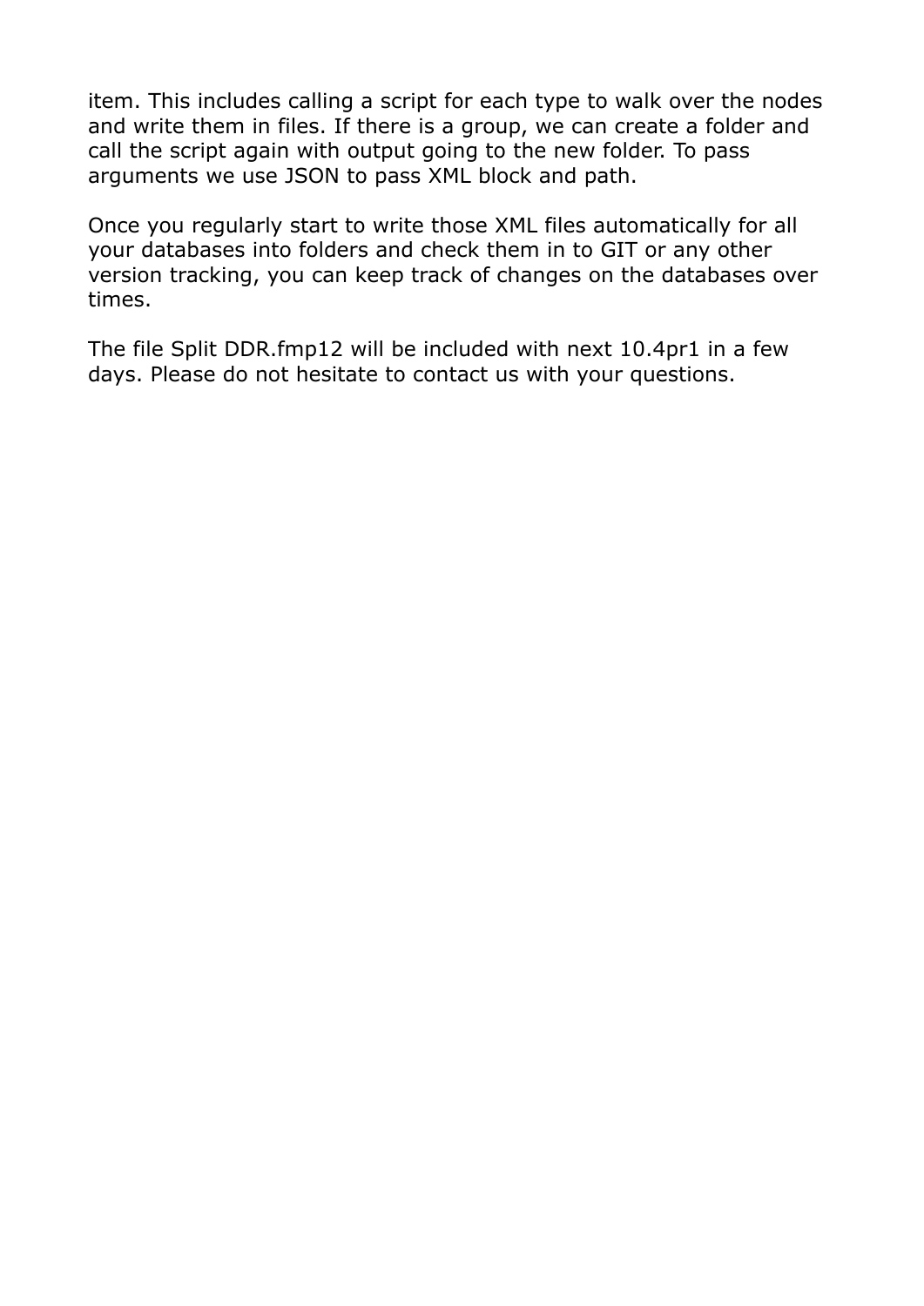item. This includes calling a script for each type to walk over the nodes and write them in files. If there is a group, we can create a folder and call the script again with output going to the new folder. To pass arguments we use JSON to pass XML block and path.

Once you regularly start to write those XML files automatically for all your databases into folders and check them in to GIT or any other version tracking, you can keep track of changes on the databases over times.

The file Split DDR.fmp12 will be included with next 10.4pr1 in a few days. Please do not hesitate to contact us with your questions.